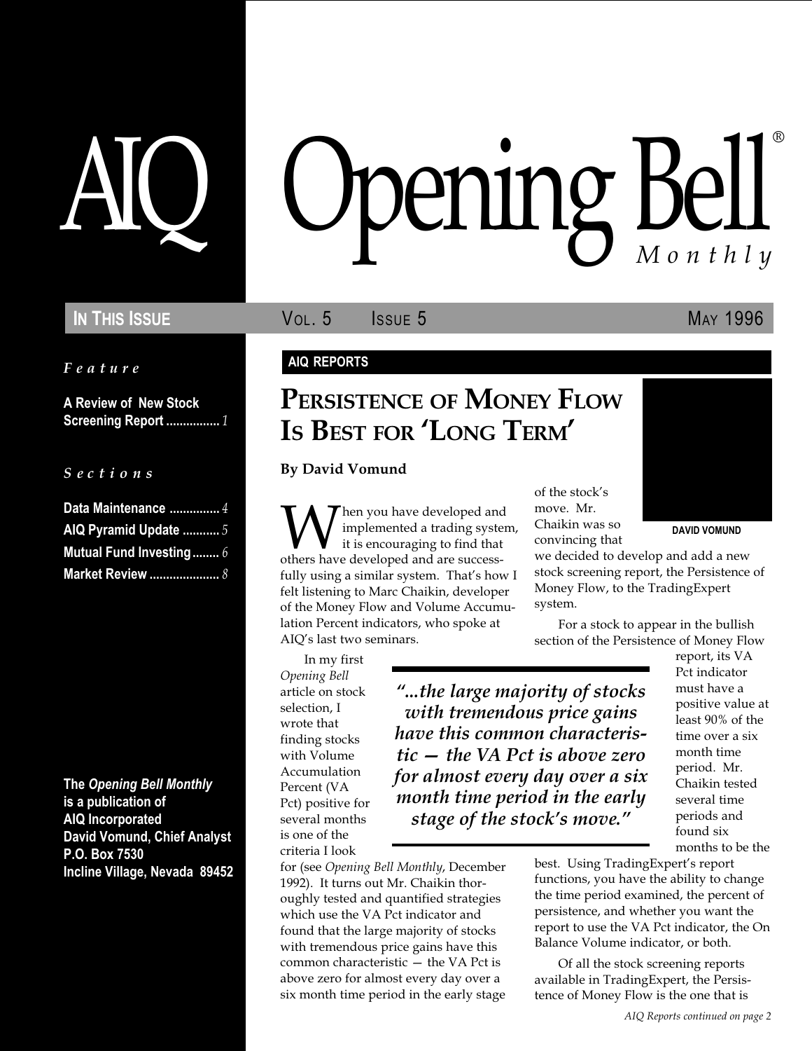# AIQ Opening Bell Monthly

**In This Issue** — Vol. 5 Issue 5 — May 1996

*Feature*

**A Review of New Stock Screening Report** ................ *1*

*Sections*

**Data Maintenance** ............... *4*
**AIQ Pyramid Update** ........... *5*
**Mutual Fund Investing** ........ *6*
**Market Review** ..................... *8*

**The *Opening Bell Monthly* is a publication of AIQ Incorporated**
**David Vomund, Chief Analyst**
**P.O. Box 7530**
**Incline Village, Nevada 89452**

**AIQ REPORTS**

## Persistence of Money Flow Is Best for 'Long Term'

**By David Vomund**

DAVID VOMUND

When you have developed and implemented a trading system, it is encouraging to find that others have developed and are successfully using a similar system. That's how I felt listening to Marc Chaikin, developer of the Money Flow and Volume Accumulation Percent indicators, who spoke at AIQ's last two seminars.

In my first *Opening Bell* article on stock selection, I wrote that finding stocks with Volume Accumulation Percent (VA Pct) positive for several months is one of the criteria I look for (see *Opening Bell Monthly*, December 1992). It turns out Mr. Chaikin thoroughly tested and quantified strategies which use the VA Pct indicator and found that the large majority of stocks with tremendous price gains have this common characteristic — the VA Pct is above zero for almost every day over a six month time period in the early stage of the stock's move. Mr. Chaikin was so convincing that we decided to develop and add a new stock screening report, the Persistence of Money Flow, to the TradingExpert system.

> *"...the large majority of stocks with tremendous price gains have this common characteristic — the VA Pct is above zero for almost every day over a six month time period in the early stage of the stock's move."*

For a stock to appear in the bullish section of the Persistence of Money Flow report, its VA Pct indicator must have a positive value at least 90% of the time over a six month time period. Mr. Chaikin tested several time periods and found six months to be the best. Using TradingExpert's report functions, you have the ability to change the time period examined, the percent of persistence, and whether you want the report to use the VA Pct indicator, the On Balance Volume indicator, or both.

Of all the stock screening reports available in TradingExpert, the Persistence of Money Flow is the one that is

*AIQ Reports continued on page 2*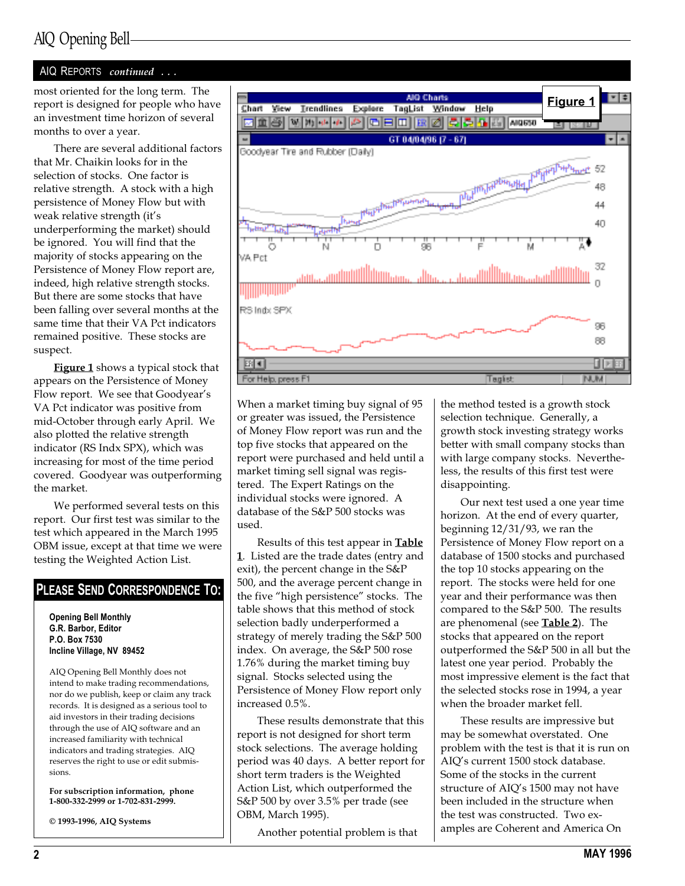## AIQ Reports *continued . . .*

most oriented for the long term. The report is designed for people who have an investment time horizon of several months to over a year.

There are several additional factors that Mr. Chaikin looks for in the selection of stocks. One factor is relative strength. A stock with a high persistence of Money Flow but with weak relative strength (it's underperforming the market) should be ignored. You will find that the majority of stocks appearing on the Persistence of Money Flow report are, indeed, high relative strength stocks. But there are some stocks that have been falling over several months at the same time that their VA Pct indicators remained positive. These stocks are suspect.

**Figure 1** shows a typical stock that appears on the Persistence of Money Flow report. We see that Goodyear's VA Pct indicator was positive from mid-October through early April. We also plotted the relative strength indicator (RS Indx SPX), which was increasing for most of the time period covered. Goodyear was outperforming the market.

We performed several tests on this report. Our first test was similar to the test which appeared in the March 1995 OBM issue, except at that time we were testing the Weighted Action List.

Figure 1

When a market timing buy signal of 95 or greater was issued, the Persistence of Money Flow report was run and the top five stocks that appeared on the report were purchased and held until a market timing sell signal was registered. The Expert Ratings on the individual stocks were ignored. A database of the S&P 500 stocks was used.

Results of this test appear in **Table 1**. Listed are the trade dates (entry and exit), the percent change in the S&P 500, and the average percent change in the five "high persistence" stocks. The table shows that this method of stock selection badly underperformed a strategy of merely trading the S&P 500 index. On average, the S&P 500 rose 1.76% during the market timing buy signal. Stocks selected using the Persistence of Money Flow report only increased 0.5%.

These results demonstrate that this report is not designed for short term stock selections. The average holding period was 40 days. A better report for short term traders is the Weighted Action List, which outperformed the S&P 500 by over 3.5% per trade (see OBM, March 1995).

Another potential problem is that the method tested is a growth stock selection technique. Generally, a growth stock investing strategy works better with small company stocks than with large company stocks. Nevertheless, the results of this first test were disappointing.

Our next test used a one year time horizon. At the end of every quarter, beginning 12/31/93, we ran the Persistence of Money Flow report on a database of 1500 stocks and purchased the top 10 stocks appearing on the report. The stocks were held for one year and their performance was then compared to the S&P 500. The results are phenomenal (see **Table 2**). The stocks that appeared on the report outperformed the S&P 500 in all but the latest one year period. Probably the most impressive element is the fact that the selected stocks rose in 1994, a year when the broader market fell.

These results are impressive but may be somewhat overstated. One problem with the test is that it is run on AIQ's current 1500 stock database. Some of the stocks in the current structure of AIQ's 1500 may not have been included in the structure when the test was constructed. Two examples are Coherent and America On

---

## Please Send Correspondence To:

**Opening Bell Monthly**
**G.R. Barbor, Editor**
**P.O. Box 7530**
**Incline Village, NV 89452**

AIQ Opening Bell Monthly does not intend to make trading recommendations, nor do we publish, keep or claim any track records. It is designed as a serious tool to aid investors in their trading decisions through the use of AIQ software and an increased familiarity with technical indicators and trading strategies. AIQ reserves the right to use or edit submissions.

**For subscription information, phone 1-800-332-2999 or 1-702-831-2999.**

**© 1993-1996, AIQ Systems**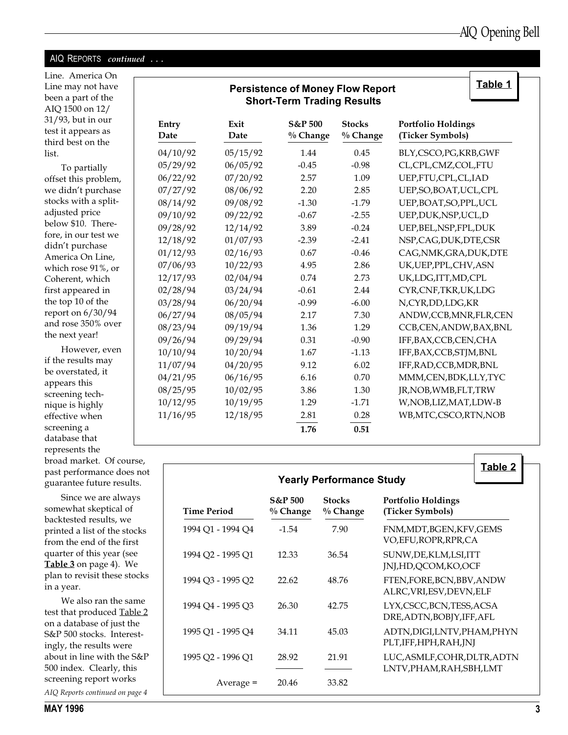AIQ REPORTS *continued . . .*

Line. America On Line may not have been a part of the AIQ 1500 on 12/31/93, but in our test it appears as third best on the list.

To partially offset this problem, we didn't purchase stocks with a split-adjusted price below $10. Therefore, in our test we didn't purchase America On Line, which rose 91%, or Coherent, which first appeared in the top 10 of the report on 6/30/94 and rose 350% over the next year!

However, even if the results may be overstated, it appears this screening technique is highly effective when screening a database that represents the broad market. Of course, past performance does not guarantee future results.

Since we are always somewhat skeptical of backtested results, we printed a list of the stocks from the end of the first quarter of this year (see **Table 3** on page 4). We plan to revisit these stocks in a year.

We also ran the same test that produced Table 2 on a database of just the S&P 500 stocks. Interestingly, the results were about in line with the S&P 500 index. Clearly, this screening report works

*AIQ Reports continued on page 4*

**Table 1**

**Persistence of Money Flow Report**
**Short-Term Trading Results**

| Entry Date | Exit Date | S&P 500 % Change | Stocks % Change | Portfolio Holdings (Ticker Symbols) |
|---|---|---|---|---|
| 04/10/92 | 05/15/92 | 1.44 | 0.45 | BLY,CSCO,PG,KRB,GWF |
| 05/29/92 | 06/05/92 | -0.45 | -0.98 | CL,CPL,CMZ,COL,FTU |
| 06/22/92 | 07/20/92 | 2.57 | 1.09 | UEP,FTU,CPL,CL,IAD |
| 07/27/92 | 08/06/92 | 2.20 | 2.85 | UEP,SO,BOAT,UCL,CPL |
| 08/14/92 | 09/08/92 | -1.30 | -1.79 | UEP,BOAT,SO,PPL,UCL |
| 09/10/92 | 09/22/92 | -0.67 | -2.55 | UEP,DUK,NSP,UCL,D |
| 09/28/92 | 12/14/92 | 3.89 | -0.24 | UEP,BEL,NSP,FPL,DUK |
| 12/18/92 | 01/07/93 | -2.39 | -2.41 | NSP,CAG,DUK,DTE,CSR |
| 01/12/93 | 02/16/93 | 0.67 | -0.46 | CAG,NMK,GRA,DUK,DTE |
| 07/06/93 | 10/22/93 | 4.95 | 2.86 | UK,UEP,PPL,CHV,ASN |
| 12/17/93 | 02/04/94 | 0.74 | 2.73 | UK,LDG,ITT,MD,CPL |
| 02/28/94 | 03/24/94 | -0.61 | 2.44 | CYR,CNF,TKR,UK,LDG |
| 03/28/94 | 06/20/94 | -0.99 | -6.00 | N,CYR,DD,LDG,KR |
| 06/27/94 | 08/05/94 | 2.17 | 7.30 | ANDW,CCB,MNR,FLR,CEN |
| 08/23/94 | 09/19/94 | 1.36 | 1.29 | CCB,CEN,ANDW,BAX,BNL |
| 09/26/94 | 09/29/94 | 0.31 | -0.90 | IFF,BAX,CCB,CEN,CHA |
| 10/10/94 | 10/20/94 | 1.67 | -1.13 | IFF,BAX,CCB,STJM,BNL |
| 11/07/94 | 04/20/95 | 9.12 | 6.02 | IFF,RAD,CCB,MDR,BNL |
| 04/21/95 | 06/16/95 | 6.16 | 0.70 | MMM,CEN,BDK,LLY,TYC |
| 08/25/95 | 10/02/95 | 3.86 | 1.30 | JR,NOB,WMB,FLT,TRW |
| 10/12/95 | 10/19/95 | 1.29 | -1.71 | W,NOB,LIZ,MAT,LDW-B |
| 11/16/95 | 12/18/95 | 2.81 | 0.28 | WB,MTC,CSCO,RTN,NOB |
| | | **1.76** | **0.51** | |

**Table 2**

**Yearly Performance Study**

| Time Period | S&P 500 % Change | Stocks % Change | Portfolio Holdings (Ticker Symbols) |
|---|---|---|---|
| 1994 Q1 - 1994 Q4 | -1.54 | 7.90 | FNM,MDT,BGEN,KFV,GEMS VO,EFU,ROPR,RPR,CA |
| 1994 Q2 - 1995 Q1 | 12.33 | 36.54 | SUNW,DE,KLM,LSI,ITT JNJ,HD,QCOM,KO,OCF |
| 1994 Q3 - 1995 Q2 | 22.62 | 48.76 | FTEN,FORE,BCN,BBV,ANDW ALRC,VRI,ESV,DEVN,ELF |
| 1994 Q4 - 1995 Q3 | 26.30 | 42.75 | LYX,CSCC,BCN,TESS,ACSA DRE,ADTN,BOBJY,IFF,AFL |
| 1995 Q1 - 1995 Q4 | 34.11 | 45.03 | ADTN,DIGI,LNTV,PHAM,PHYN PLT,IFF,HPH,RAH,JNJ |
| 1995 Q2 - 1996 Q1 | 28.92 | 21.91 | LUC,ASMLF,COHR,DLTR,ADTN LNTV,PHAM,RAH,SBH,LMT |
| Average = | 20.46 | 33.82 | |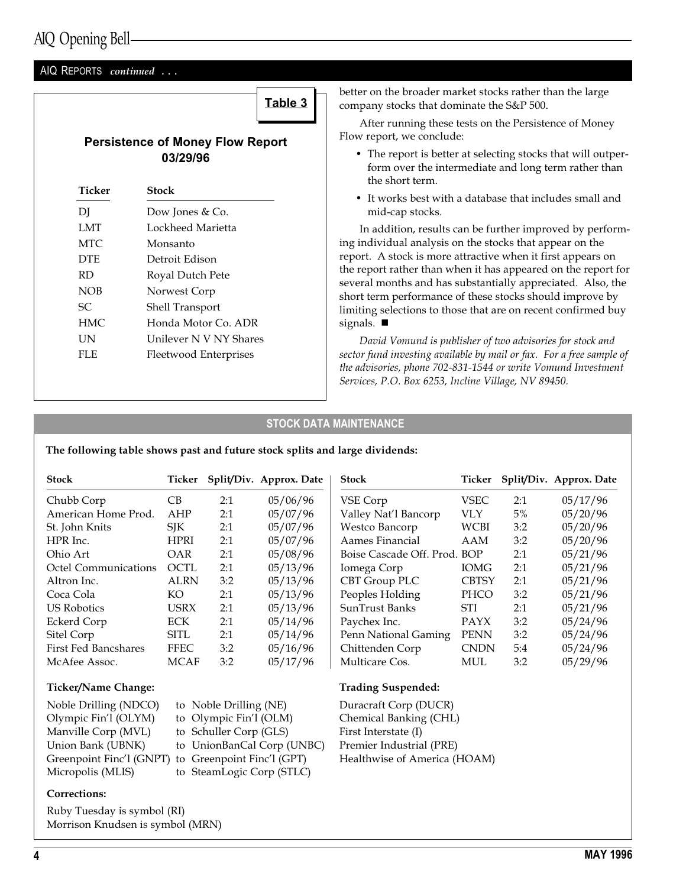AIQ REPORTS *continued . . .*

**Table 3**

**Persistence of Money Flow Report 03/29/96**

| Ticker | Stock |
|---|---|
| DJ | Dow Jones & Co. |
| LMT | Lockheed Marietta |
| MTC | Monsanto |
| DTE | Detroit Edison |
| RD | Royal Dutch Pete |
| NOB | Norwest Corp |
| SC | Shell Transport |
| HMC | Honda Motor Co. ADR |
| UN | Unilever N V NY Shares |
| FLE | Fleetwood Enterprises |

better on the broader market stocks rather than the large company stocks that dominate the S&P 500.

After running these tests on the Persistence of Money Flow report, we conclude:

- The report is better at selecting stocks that will outperform over the intermediate and long term rather than the short term.
- It works best with a database that includes small and mid-cap stocks.

In addition, results can be further improved by performing individual analysis on the stocks that appear on the report. A stock is more attractive when it first appears on the report rather than when it has appeared on the report for several months and has substantially appreciated. Also, the short term performance of these stocks should improve by limiting selections to those that are on recent confirmed buy signals. ■

*David Vomund is publisher of two advisories for stock and sector fund investing available by mail or fax. For a free sample of the advisories, phone 702-831-1544 or write Vomund Investment Services, P.O. Box 6253, Incline Village, NV 89450.*

## STOCK DATA MAINTENANCE

**The following table shows past and future stock splits and large dividends:**

| Stock | Ticker | Split/Div. | Approx. Date |
|---|---|---|---|
| Chubb Corp | CB | 2:1 | 05/06/96 |
| American Home Prod. | AHP | 2:1 | 05/07/96 |
| St. John Knits | SJK | 2:1 | 05/07/96 |
| HPR Inc. | HPRI | 2:1 | 05/07/96 |
| Ohio Art | OAR | 2:1 | 05/08/96 |
| Octel Communications | OCTL | 2:1 | 05/13/96 |
| Altron Inc. | ALRN | 3:2 | 05/13/96 |
| Coca Cola | KO | 2:1 | 05/13/96 |
| US Robotics | USRX | 2:1 | 05/13/96 |
| Eckerd Corp | ECK | 2:1 | 05/14/96 |
| Sitel Corp | SITL | 2:1 | 05/14/96 |
| First Fed Bancshares | FFEC | 3:2 | 05/16/96 |
| McAfee Assoc. | MCAF | 3:2 | 05/17/96 |
| VSE Corp | VSEC | 2:1 | 05/17/96 |
| Valley Nat'l Bancorp | VLY | 5% | 05/20/96 |
| Westco Bancorp | WCBI | 3:2 | 05/20/96 |
| Aames Financial | AAM | 3:2 | 05/20/96 |
| Boise Cascade Off. Prod. | BOP | 2:1 | 05/21/96 |
| Iomega Corp | IOMG | 2:1 | 05/21/96 |
| CBT Group PLC | CBTSY | 2:1 | 05/21/96 |
| Peoples Holding | PHCO | 3:2 | 05/21/96 |
| SunTrust Banks | STI | 2:1 | 05/21/96 |
| Paychex Inc. | PAYX | 3:2 | 05/24/96 |
| Penn National Gaming | PENN | 3:2 | 05/24/96 |
| Chittenden Corp | CNDN | 5:4 | 05/24/96 |
| Multicare Cos. | MUL | 3:2 | 05/29/96 |

**Ticker/Name Change:**

Noble Drilling (NDCO) to Noble Drilling (NE)
Olympic Fin'l (OLYM) to Olympic Fin'l (OLM)
Manville Corp (MVL) to Schuller Corp (GLS)
Union Bank (UBNK) to UnionBanCal Corp (UNBC)
Greenpoint Finc'l (GNPT) to Greenpoint Finc'l (GPT)
Micropolis (MLIS) to SteamLogic Corp (STLC)

**Trading Suspended:**

Duracraft Corp (DUCR)
Chemical Banking (CHL)
First Interstate (I)
Premier Industrial (PRE)
Healthwise of America (HOAM)

**Corrections:**

Ruby Tuesday is symbol (RI)
Morrison Knudsen is symbol (MRN)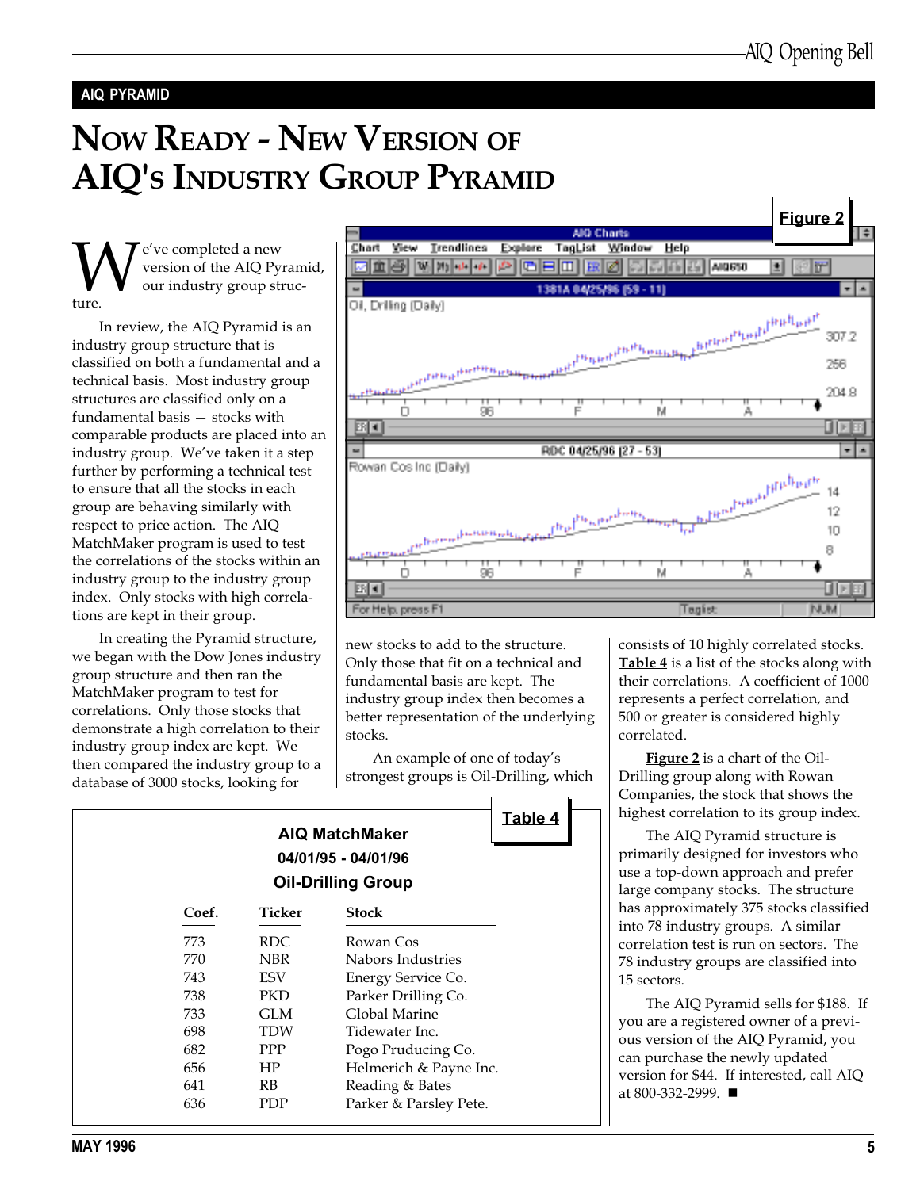## AIQ PYRAMID

# Now Ready - New Version of AIQ's Industry Group Pyramid

We've completed a new version of the AIQ Pyramid, our industry group structure.

In review, the AIQ Pyramid is an industry group structure that is classified on both a fundamental and a technical basis. Most industry group structures are classified only on a fundamental basis — stocks with comparable products are placed into an industry group. We've taken it a step further by performing a technical test to ensure that all the stocks in each group are behaving similarly with respect to price action. The AIQ MatchMaker program is used to test the correlations of the stocks within an industry group to the industry group index. Only stocks with high correlations are kept in their group.

In creating the Pyramid structure, we began with the Dow Jones industry group structure and then ran the MatchMaker program to test for correlations. Only those stocks that demonstrate a high correlation to their industry group index are kept. We then compared the industry group to a database of 3000 stocks, looking for new stocks to add to the structure. Only those that fit on a technical and fundamental basis are kept. The industry group index then becomes a better representation of the underlying stocks.

An example of one of today's strongest groups is Oil-Drilling, which consists of 10 highly correlated stocks. **Table 4** is a list of the stocks along with their correlations. A coefficient of 1000 represents a perfect correlation, and 500 or greater is considered highly correlated.

**Figure 2** is a chart of the Oil-Drilling group along with Rowan Companies, the stock that shows the highest correlation to its group index.

**Figure 2**

**Table 4**

**AIQ MatchMaker**
**04/01/95 - 04/01/96**
**Oil-Drilling Group**

| Coef. | Ticker | Stock |
|---|---|---|
| 773 | RDC | Rowan Cos |
| 770 | NBR | Nabors Industries |
| 743 | ESV | Energy Service Co. |
| 738 | PKD | Parker Drilling Co. |
| 733 | GLM | Global Marine |
| 698 | TDW | Tidewater Inc. |
| 682 | PPP | Pogo Prucucing Co. |
| 656 | HP | Helmerich & Payne Inc. |
| 641 | RB | Reading & Bates |
| 636 | PDP | Parker & Parsley Pete. |

The AIQ Pyramid structure is primarily designed for investors who use a top-down approach and prefer large company stocks. The structure has approximately 375 stocks classified into 78 industry groups. A similar correlation test is run on sectors. The 78 industry groups are classified into 15 sectors.

The AIQ Pyramid sells for $188. If you are a registered owner of a previous version of the AIQ Pyramid, you can purchase the newly updated version for $44. If interested, call AIQ at 800-332-2999. ■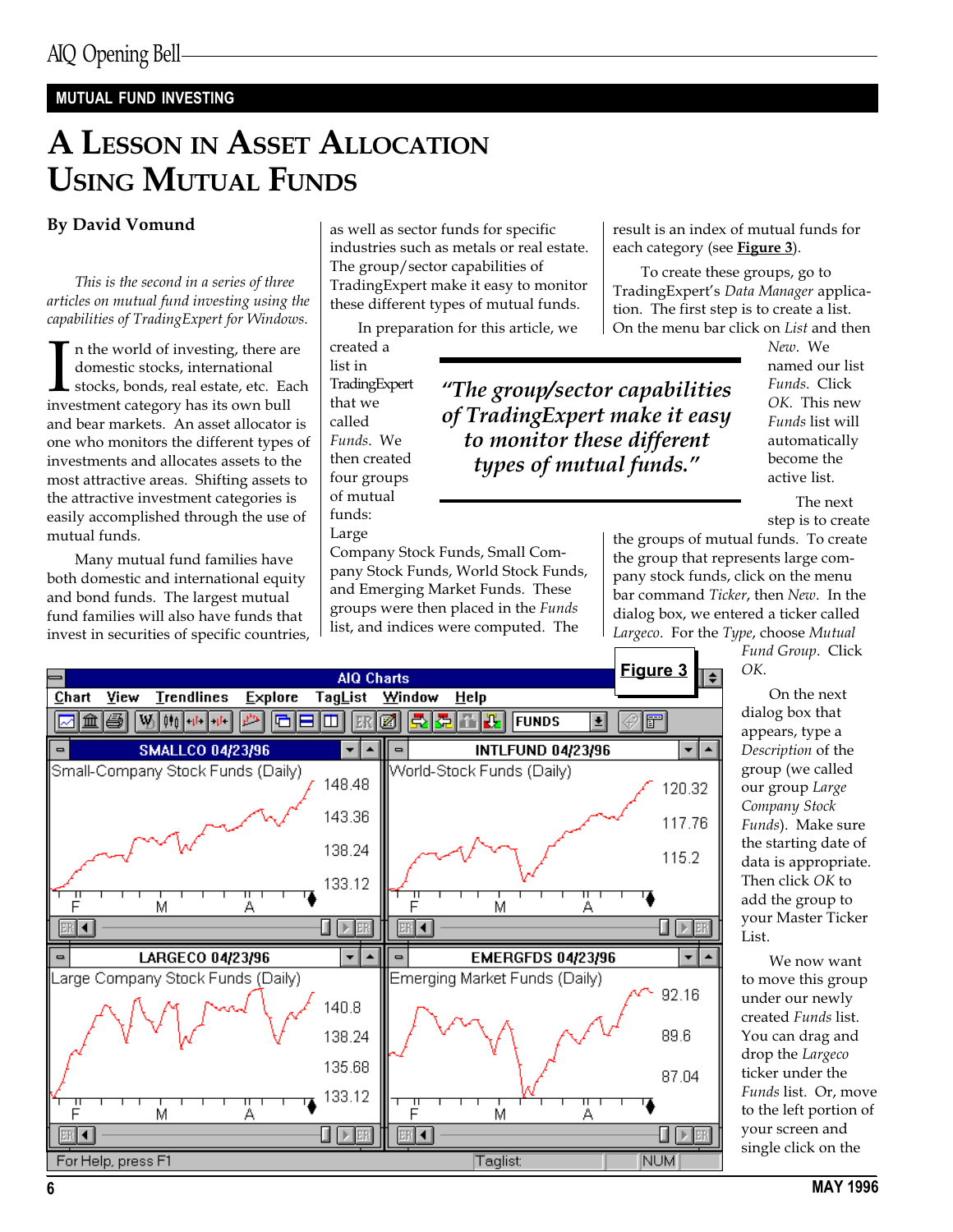## MUTUAL FUND INVESTING

# A Lesson in Asset Allocation Using Mutual Funds

**By David Vomund**

*This is the second in a series of three articles on mutual fund investing using the capabilities of TradingExpert for Windows.*

In the world of investing, there are domestic stocks, international stocks, bonds, real estate, etc. Each investment category has its own bull and bear markets. An asset allocator is one who monitors the different types of investments and allocates assets to the most attractive areas. Shifting assets to the attractive investment categories is easily accomplished through the use of mutual funds.

Many mutual fund families have both domestic and international equity and bond funds. The largest mutual fund families will also have funds that invest in securities of specific countries, as well as sector funds for specific industries such as metals or real estate. The group/sector capabilities of TradingExpert make it easy to monitor these different types of mutual funds.

In preparation for this article, we created a list in TradingExpert that we called *Funds*. We then created four groups of mutual funds: Large Company Stock Funds, Small Company Stock Funds, World Stock Funds, and Emerging Market Funds. These groups were then placed in the *Funds* list, and indices were computed. The result is an index of mutual funds for each category (see **Figure 3**).

> *"The group/sector capabilities of TradingExpert make it easy to monitor these different types of mutual funds."*

To create these groups, go to TradingExpert's *Data Manager* application. The first step is to create a list. On the menu bar click on *List* and then *New*. We named our list *Funds*. Click *OK*. This new *Funds* list will automatically become the active list.

The next step is to create the groups of mutual funds. To create the group that represents large company stock funds, click on the menu bar command *Ticker*, then *New*. In the dialog box, we entered a ticker called *Largeco*. For the *Type*, choose *Mutual Fund Group*. Click *OK*.

On the next dialog box that appears, type a *Description* of the group (we called our group *Large Company Stock Funds*). Make sure the starting date of data is appropriate. Then click *OK* to add the group to your Master Ticker List.

We now want to move this group under our newly created *Funds* list. You can drag and drop the *Largeco* ticker under the *Funds* list. Or, move to the left portion of your screen and single click on the

**Figure 3**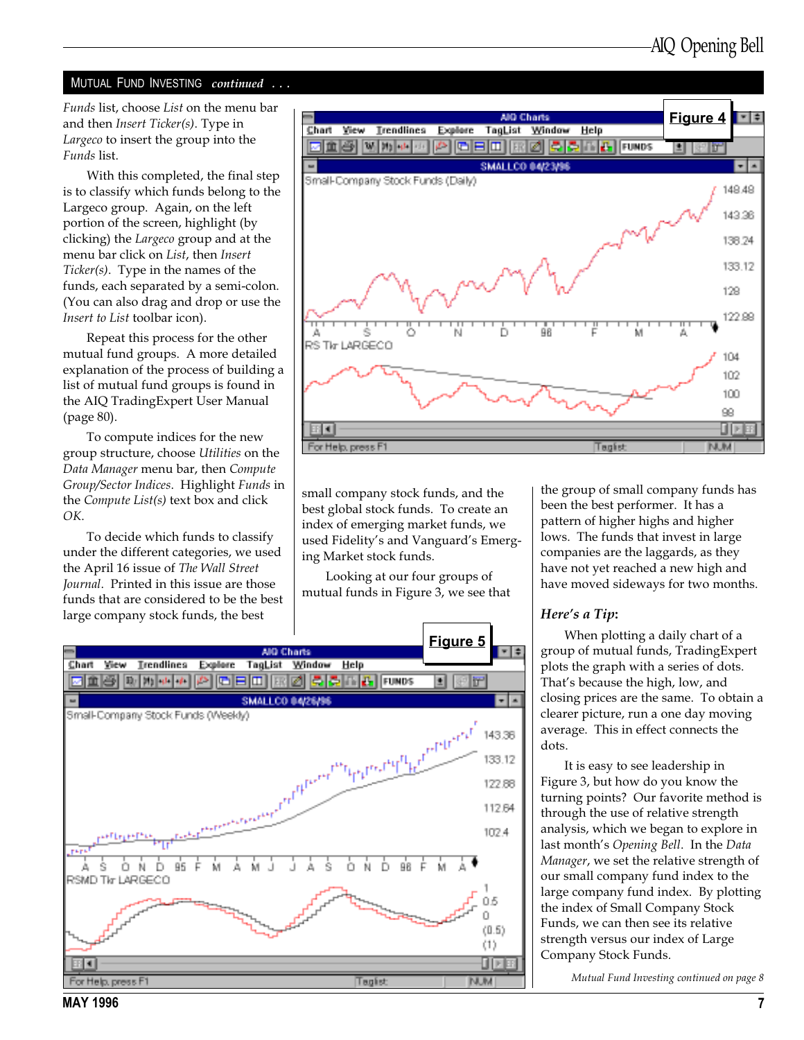## MUTUAL FUND INVESTING *continued . . .*

*Funds* list, choose *List* on the menu bar and then *Insert Ticker(s)*. Type in *Largeco* to insert the group into the *Funds* list.

With this completed, the final step is to classify which funds belong to the Largeco group. Again, on the left portion of the screen, highlight (by clicking) the *Largeco* group and at the menu bar click on *List*, then *Insert Ticker(s)*. Type in the names of the funds, each separated by a semi-colon. (You can also drag and drop or use the *Insert to List* toolbar icon).

Repeat this process for the other mutual fund groups. A more detailed explanation of the process of building a list of mutual fund groups is found in the AIQ TradingExpert User Manual (page 80).

To compute indices for the new group structure, choose *Utilities* on the *Data Manager* menu bar, then *Compute Group/Sector Indices*. Highlight *Funds* in the *Compute List(s)* text box and click *OK*.

To decide which funds to classify under the different categories, we used the April 16 issue of *The Wall Street Journal*. Printed in this issue are those funds that are considered to be the best large company stock funds, the best small company stock funds, and the best global stock funds. To create an index of emerging market funds, we used Fidelity's and Vanguard's Emerging Market stock funds.

Looking at our four groups of mutual funds in Figure 3, we see that the group of small company funds has been the best performer. It has a pattern of higher highs and higher lows. The funds that invest in large companies are the laggards, as they have not yet reached a new high and have moved sideways for two months.

**Figure 4**

**Figure 5**

### *Here's a Tip*:

When plotting a daily chart of a group of mutual funds, TradingExpert plots the graph with a series of dots. That's because the high, low, and closing prices are the same. To obtain a clearer picture, run a one day moving average. This in effect connects the dots.

It is easy to see leadership in Figure 3, but how do you know the turning points? Our favorite method is through the use of relative strength analysis, which we began to explore in last month's *Opening Bell*. In the *Data Manager*, we set the relative strength of our small company fund index to the large company fund index. By plotting the index of Small Company Stock Funds, we can then see its relative strength versus our index of Large Company Stock Funds.

*Mutual Fund Investing continued on page 8*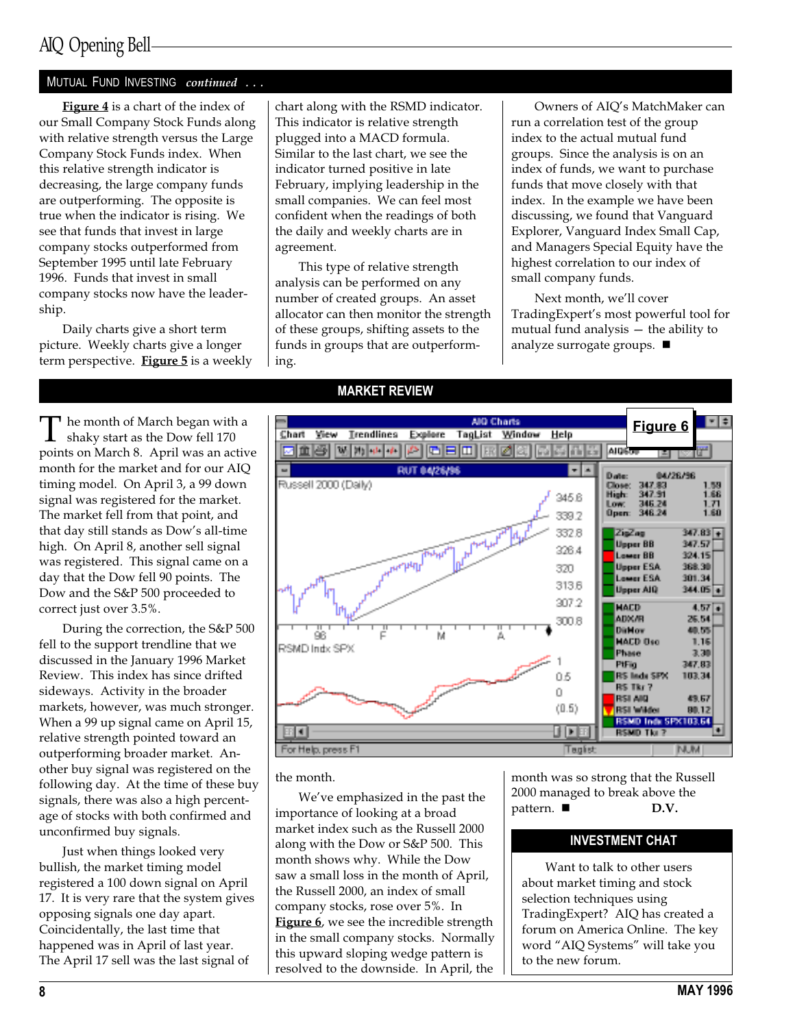## MUTUAL FUND INVESTING *continued . . .*

**Figure 4** is a chart of the index of our Small Company Stock Funds along with relative strength versus the Large Company Stock Funds index. When this relative strength indicator is decreasing, the large company funds are outperforming. The opposite is true when the indicator is rising. We see that funds that invest in large company stocks outperformed from September 1995 until late February 1996. Funds that invest in small company stocks now have the leadership.

Daily charts give a short term picture. Weekly charts give a longer term perspective. **Figure 5** is a weekly chart along with the RSMD indicator. This indicator is relative strength plugged into a MACD formula. Similar to the last chart, we see the indicator turned positive in late February, implying leadership in the small companies. We can feel most confident when the readings of both the daily and weekly charts are in agreement.

This type of relative strength analysis can be performed on any number of created groups. An asset allocator can then monitor the strength of these groups, shifting assets to the funds in groups that are outperforming.

Owners of AIQ's MatchMaker can run a correlation test of the group index to the actual mutual fund groups. Since the analysis is on an index of funds, we want to purchase funds that move closely with that index. In the example we have been discussing, we found that Vanguard Explorer, Vanguard Index Small Cap, and Managers Special Equity have the highest correlation to our index of small company funds.

Next month, we'll cover TradingExpert's most powerful tool for mutual fund analysis — the ability to analyze surrogate groups. ■

## MARKET REVIEW

The month of March began with a shaky start as the Dow fell 170 points on March 8. April was an active month for the market and for our AIQ timing model. On April 3, a 99 down signal was registered for the market. The market fell from that point, and that day still stands as Dow's all-time high. On April 8, another sell signal was registered. This signal came on a day that the Dow fell 90 points. The Dow and the S&P 500 proceeded to correct just over 3.5%.

During the correction, the S&P 500 fell to the support trendline that we discussed in the January 1996 Market Review. This index has since drifted sideways. Activity in the broader markets, however, was much stronger. When a 99 up signal came on April 15, relative strength pointed toward an outperforming broader market. Another buy signal was registered on the following day. At the time of these buy signals, there was also a high percentage of stocks with both confirmed and unconfirmed buy signals.

Just when things looked very bullish, the market timing model registered a 100 down signal on April 17. It is very rare that the system gives opposing signals one day apart. Coincidentally, the last time that happened was in April of last year. The April 17 sell was the last signal of the month.

**Figure 6**

AIQ Charts
Chart View Trendlines Explore TagList Window Help
RUT 04/26/96
Russell 2000 (Daily)
345.6
339.2
332.8
326.4
320
313.6
307.2
300.8
96 F M A
RSMD Indx SPX
1
0.5
0
(0.5)
Date: 04/26/96
Close: 347.83 1.59
High: 347.91 1.66
Low: 346.24 1.71
Open: 346.24 1.60
ZigZag 347.83
Upper BB 347.57
Lower BB 324.15
Upper ESA 368.30
Lower ESA 301.34
Upper AIQ 344.05
MACD 4.57
ADX/R 26.54
DirMov 40.55
MACD Osc 1.16
Phase 3.30
PtFig 347.83
RS Indx SPX 103.34
RS Tkr ?
RSI AIQ 49.67
RSI Wilder 80.12
RSMD Indx SPX 103.64
RSMD Tkr ?
For Help, press F1

We've emphasized in the past the importance of looking at a broad market index such as the Russell 2000 along with the Dow or S&P 500. This month shows why. While the Dow saw a small loss in the month of April, the Russell 2000, an index of small company stocks, rose over 5%. In **Figure 6**, we see the incredible strength in the small company stocks. Normally this upward sloping wedge pattern is resolved to the downside. In April, the month was so strong that the Russell 2000 managed to break above the pattern. ■ **D.V.**

## INVESTMENT CHAT

Want to talk to other users about market timing and stock selection techniques using TradingExpert? AIQ has created a forum on America Online. The key word "AIQ Systems" will take you to the new forum.